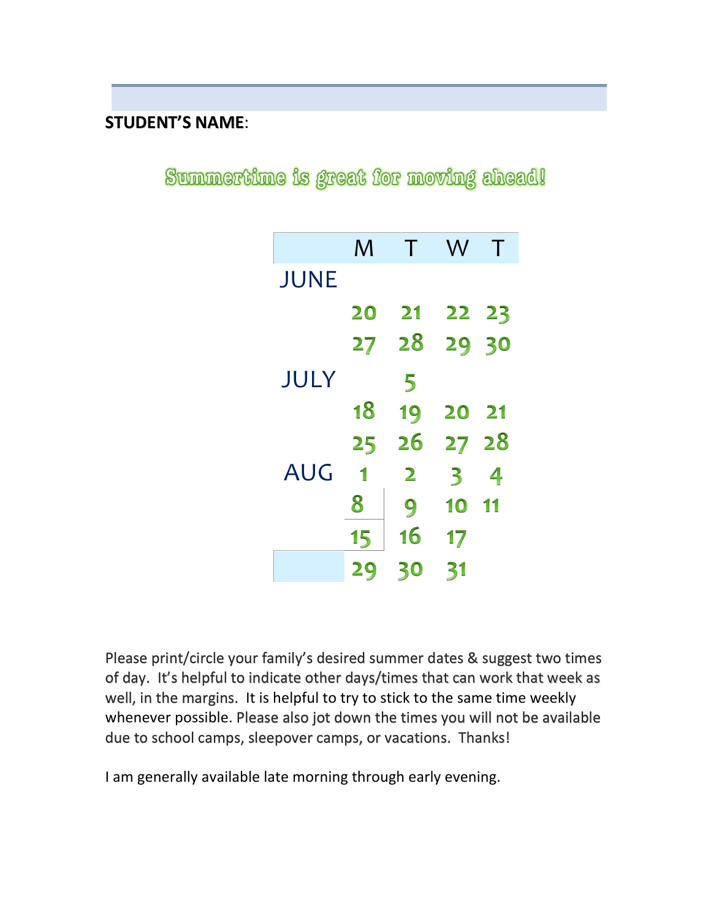**STUDENT'S NAME**:

## Summertime is great for moving ahead!

| | M | T | W | T |
|---|---|---|---|---|
| JUNE | | | | |
| | 20 | 21 | 22 | 23 |
| | 27 | 28 | 29 | 30 |
| JULY | | 5 | | |
| | 18 | 19 | 20 | 21 |
| | 25 | 26 | 27 | 28 |
| AUG | 1 | 2 | 3 | 4 |
| | 8 | 9 | 10 | 11 |
| | 15 | 16 | 17 | |
| | 29 | 30 | 31 | |

Please print/circle your family's desired summer dates & suggest two times of day. It's helpful to indicate other days/times that can work that week as well, in the margins. It is helpful to try to stick to the same time weekly whenever possible. Please also jot down the times you will not be available due to school camps, sleepover camps, or vacations. Thanks!

I am generally available late morning through early evening.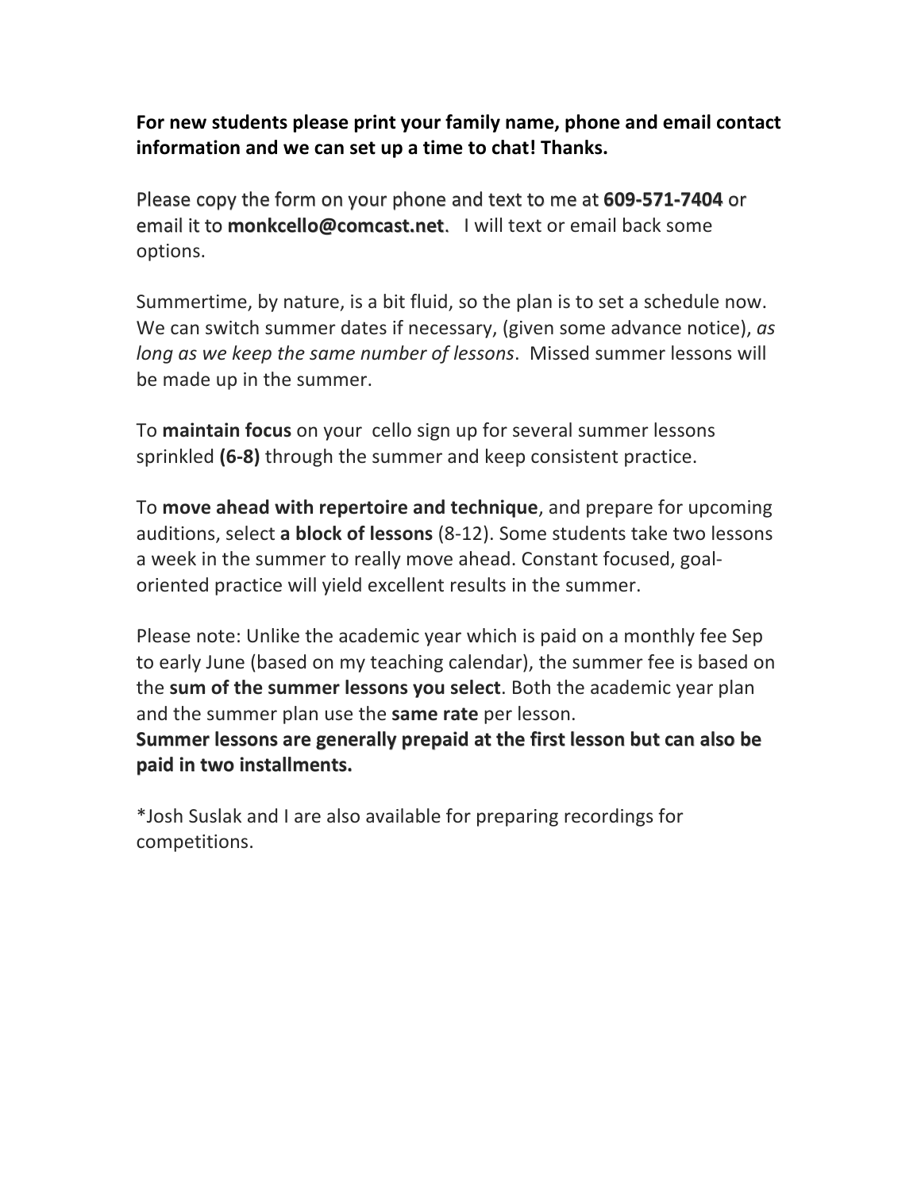**For new students please print your family name, phone and email contact information and we can set up a time to chat! Thanks.**

Please copy the form on your phone and text to me at **609-571-7404** or email it to **monkcello@comcast.net**. I will text or email back some options.

Summertime, by nature, is a bit fluid, so the plan is to set a schedule now. We can switch summer dates if necessary, (given some advance notice), *as long as we keep the same number of lessons*. Missed summer lessons will be made up in the summer.

To **maintain focus** on your cello sign up for several summer lessons sprinkled **(6-8)** through the summer and keep consistent practice.

To **move ahead with repertoire and technique**, and prepare for upcoming auditions, select **a block of lessons** (8-12). Some students take two lessons a week in the summer to really move ahead. Constant focused, goal-oriented practice will yield excellent results in the summer.

Please note: Unlike the academic year which is paid on a monthly fee Sep to early June (based on my teaching calendar), the summer fee is based on the **sum of the summer lessons you select**. Both the academic year plan and the summer plan use the **same rate** per lesson.
**Summer lessons are generally prepaid at the first lesson but can also be paid in two installments.**

*Josh Suslak and I are also available for preparing recordings for competitions.